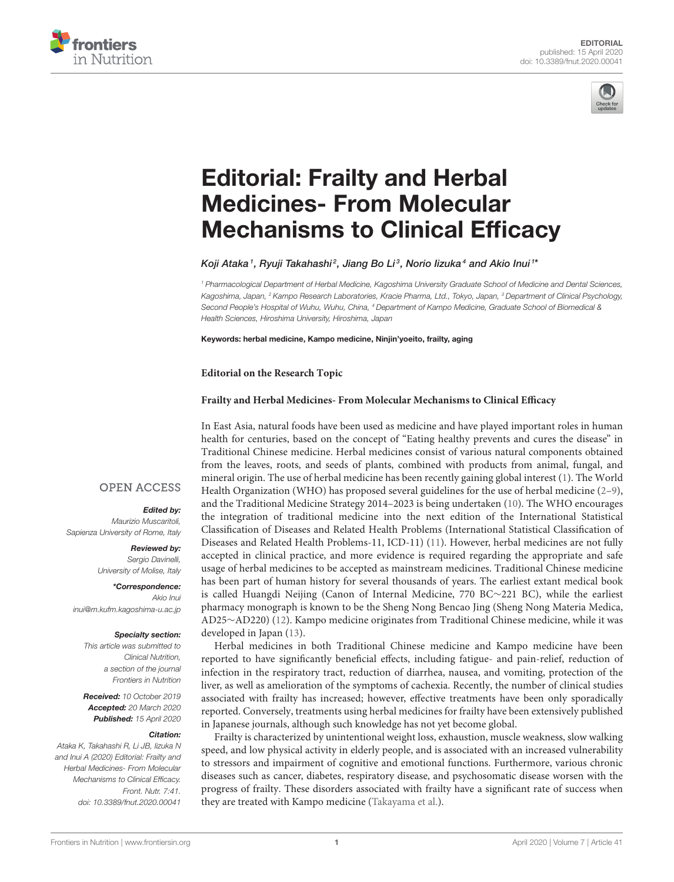EDITORIAL
published: 15 April 2020
doi: 10.3389/fnut.2020.00041

# Editorial: Frailty and Herbal Medicines- From Molecular Mechanisms to Clinical Efficacy

*Koji Ataka[1], Ryuji Takahashi[2], Jiang Bo Li[3], Norio Iizuka[4] and Akio Inui[1]**

[1] Pharmacological Department of Herbal Medicine, Kagoshima University Graduate School of Medicine and Dental Sciences, Kagoshima, Japan, [2] Kampo Research Laboratories, Kracie Pharma, Ltd., Tokyo, Japan, [3] Department of Clinical Psychology, Second People's Hospital of Wuhu, Wuhu, China, [4] Department of Kampo Medicine, Graduate School of Biomedical & Health Sciences, Hiroshima University, Hiroshima, Japan

**Keywords: herbal medicine, Kampo medicine, Ninjin'yoeito, frailty, aging**

OPEN ACCESS

*Edited by:*
Maurizio Muscaritoli, Sapienza University of Rome, Italy

*Reviewed by:*
Sergio Davinelli, University of Molise, Italy

*\*Correspondence:*
Akio Inui
inui@m.kufm.kagoshima-u.ac.jp

*Specialty section:*
This article was submitted to Clinical Nutrition, a section of the journal Frontiers in Nutrition

*Received:* 10 October 2019
*Accepted:* 20 March 2020
*Published:* 15 April 2020

*Citation:*
Ataka K, Takahashi R, Li JB, Iizuka N and Inui A (2020) Editorial: Frailty and Herbal Medicines- From Molecular Mechanisms to Clinical Efficacy. Front. Nutr. 7:41. doi: 10.3389/fnut.2020.00041

**Editorial on the Research Topic**

**Frailty and Herbal Medicines- From Molecular Mechanisms to Clinical Efficacy**

In East Asia, natural foods have been used as medicine and have played important roles in human health for centuries, based on the concept of "Eating healthy prevents and cures the disease" in Traditional Chinese medicine. Herbal medicines consist of various natural components obtained from the leaves, roots, and seeds of plants, combined with products from animal, fungal, and mineral origin. The use of herbal medicine has been recently gaining global interest (1). The World Health Organization (WHO) has proposed several guidelines for the use of herbal medicine (2–9), and the Traditional Medicine Strategy 2014–2023 is being undertaken (10). The WHO encourages the integration of traditional medicine into the next edition of the International Statistical Classification of Diseases and Related Health Problems (International Statistical Classification of Diseases and Related Health Problems-11, ICD-11) (11). However, herbal medicines are not fully accepted in clinical practice, and more evidence is required regarding the appropriate and safe usage of herbal medicines to be accepted as mainstream medicines. Traditional Chinese medicine has been part of human history for several thousands of years. The earliest extant medical book is called Huangdi Neijing (Canon of Internal Medicine, 770 BC∼221 BC), while the earliest pharmacy monograph is known to be the Sheng Nong Bencao Jing (Sheng Nong Materia Medica, AD25∼AD220) (12). Kampo medicine originates from Traditional Chinese medicine, while it was developed in Japan (13).

Herbal medicines in both Traditional Chinese medicine and Kampo medicine have been reported to have significantly beneficial effects, including fatigue- and pain-relief, reduction of infection in the respiratory tract, reduction of diarrhea, nausea, and vomiting, protection of the liver, as well as amelioration of the symptoms of cachexia. Recently, the number of clinical studies associated with frailty has increased; however, effective treatments have been only sporadically reported. Conversely, treatments using herbal medicines for frailty have been extensively published in Japanese journals, although such knowledge has not yet become global.

Frailty is characterized by unintentional weight loss, exhaustion, muscle weakness, slow walking speed, and low physical activity in elderly people, and is associated with an increased vulnerability to stressors and impairment of cognitive and emotional functions. Furthermore, various chronic diseases such as cancer, diabetes, respiratory disease, and psychosomatic disease worsen with the progress of frailty. These disorders associated with frailty have a significant rate of success when they are treated with Kampo medicine (Takayama et al.).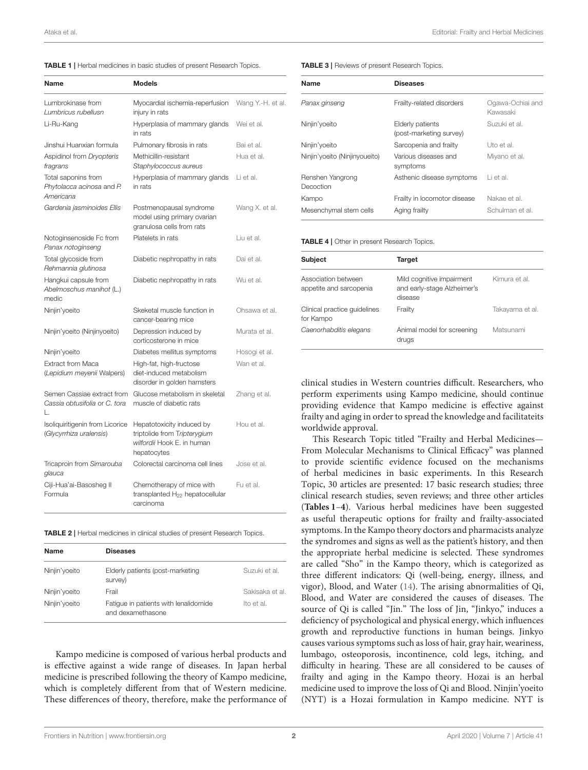**TABLE 1 |** Herbal medicines in basic studies of present Research Topics.

| Name | Models | |
|---|---|---|
| Lumbrokinase from *Lumbricus rubellusn* | Myocardial ischemia-reperfusion injury in rats | Wang Y.-H. et al. |
| Li-Ru-Kang | Hyperplasia of mammary glands in rats | Wei et al. |
| Jinshui Huanxian formula | Pulmonary fibrosis in rats | Bai et al. |
| Aspidinol from *Dryopteris fragrans* | Methicillin-resistant *Staphylococcus aureus* | Hua et al. |
| Total saponins from *Phytolacca acinosa* and *P. Americana* | Hyperplasia of mammary glands in rats | Li et al. |
| *Gardenia jasminoides Ellis* | Postmenopausal syndrome model using primary ovarian granulosa cells from rats | Wang X. et al. |
| Notoginsenoside Fc from *Panax notoginseng* | Platelets in rats | Liu et al. |
| Total glycoside from *Rehmannia glutinosa* | Diabetic nephropathy in rats | Dai et al. |
| Hangkui capsule from *Abelmoschus manihot* (L.) medic | Diabetic nephropathy in rats | Wu et al. |
| Ninjin'yoeito | Skeketal muscle function in cancer-bearing mice | Ohsawa et al. |
| Ninjin'yoeito (Ninjinyoeito) | Depression induced by corticosterone in mice | Murata et al. |
| Ninjin'yoeito | Diabetes mellitus symptoms | Hosogi et al. |
| Extract from Maca (*Lepidium meyenii* Walpers) | High-fat, high-fructose diet-induced metabolism disorder in golden hamsters | Wan et al. |
| Semen Cassiae extract from *Cassia obtusifolia* or *C. tora* L. | Glucose metabolism in skeletal muscle of diabetic rats | Zhang et al. |
| Isoliquiritigenin from Licorice (*Glycyrrhiza uralensis*) | Hepatotoxicity induced by triptolide from *Tripterygium wilfordii* Hook E. in human hepatocytes | Hou et al. |
| Tricaproin from *Simarouba glauca* | Colorectal carcinoma cell lines | Jose et al. |
| Ciji-Hua'ai-Basosheg II Formula | Chemotherapy of mice with transplanted $H_{22}$ hepatocellular carcinoma | Fu et al. |

**TABLE 2 |** Herbal medicines in clinical studies of present Research Topics.

| Name | Diseases | |
|---|---|---|
| Ninjin'yoeito | Elderly patients (post-marketing survey) | Suzuki et al. |
| Ninjin'yoeito | Frail | Sakisaka et al. |
| Ninjin'yoeito | Fatigue in patients with lenalidomide and dexamethasone | Ito et al. |

**TABLE 3 |** Reviews of present Research Topics.

| Name | Diseases | |
|---|---|---|
| *Panax ginseng* | Frailty-related disorders | Ogawa-Ochiai and Kawasaki |
| Ninjin'yoeito | Elderly patients (post-marketing survey) | Suzuki et al. |
| Ninjin'yoeito | Sarcopenia and frailty | Uto et al. |
| Ninjin'yoeito (Ninjinyoueito) | Various diseases and symptoms | Miyano et al. |
| Renshen Yangrong Decoction | Asthenic disease symptoms | Li et al. |
| Kampo | Frailty in locomotor disease | Nakae et al. |
| Mesenchymal stem cells | Aging frailty | Schulman et al. |

**TABLE 4 |** Other in present Research Topics.

| Subject | Target | |
|---|---|---|
| Association between appetite and sarcopenia | Mild cognitive impairment and early-stage Alzheimer's disease | Kimura et al. |
| Clinical practice guidelines for Kampo | Frailty | Takayama et al. |
| *Caenorhabditis elegans* | Animal model for screening drugs | Matsunami |

Kampo medicine is composed of various herbal products and is effective against a wide range of diseases. In Japan herbal medicine is prescribed following the theory of Kampo medicine, which is completely different from that of Western medicine. These differences of theory, therefore, make the performance of clinical studies in Western countries difficult. Researchers, who perform experiments using Kampo medicine, should continue providing evidence that Kampo medicine is effective against frailty and aging in order to spread the knowledge and facilitateits worldwide approval.

This Research Topic titled "Frailty and Herbal Medicines—From Molecular Mechanisms to Clinical Efficacy" was planned to provide scientific evidence focused on the mechanisms of herbal medicines in basic experiments. In this Research Topic, 30 articles are presented: 17 basic research studies; three clinical research studies, seven reviews; and three other articles (**Tables 1–4**). Various herbal medicines have been suggested as useful therapeutic options for frailty and frailty-associated symptoms. In the Kampo theory doctors and pharmacists analyze the syndromes and signs as well as the patient's history, and then the appropriate herbal medicine is selected. These syndromes are called "Sho" in the Kampo theory, which is categorized as three different indicators: Qi (well-being, energy, illness, and vigor), Blood, and Water (14). The arising abnormalities of Qi, Blood, and Water are considered the causes of diseases. The source of Qi is called "Jin." The loss of Jin, "Jinkyo," induces a deficiency of psychological and physical energy, which influences growth and reproductive functions in human beings. Jinkyo causes various symptoms such as loss of hair, gray hair, weariness, lumbago, osteoporosis, incontinence, cold legs, itching, and difficulty in hearing. These are all considered to be causes of frailty and aging in the Kampo theory. Hozai is an herbal medicine used to improve the loss of Qi and Blood. Ninjin'yoeito (NYT) is a Hozai formulation in Kampo medicine. NYT is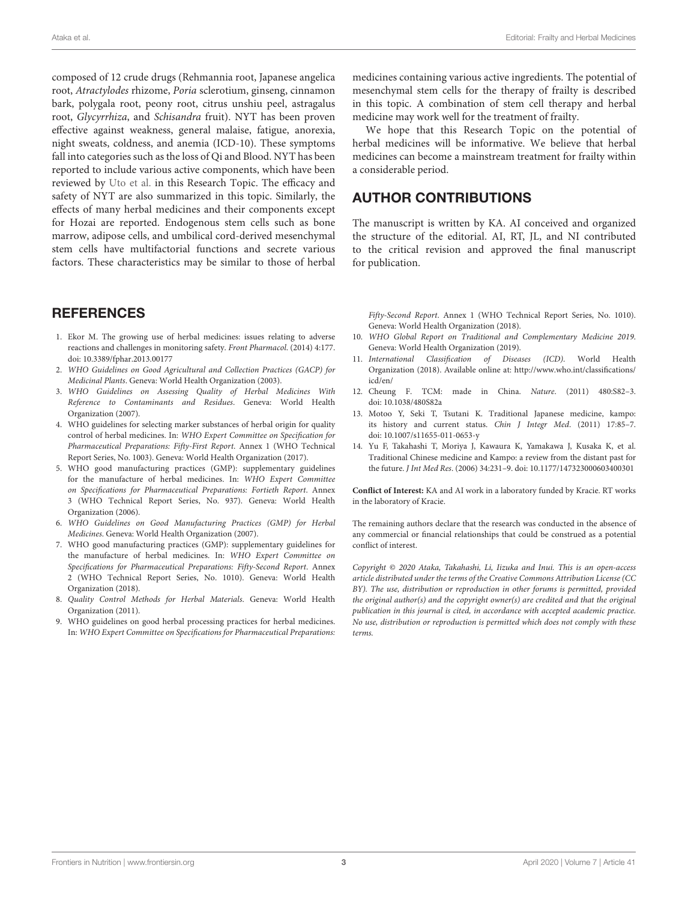composed of 12 crude drugs (Rehmannia root, Japanese angelica root, *Atractylodes* rhizome, *Poria* sclerotium, ginseng, cinnamon bark, polygala root, peony root, citrus unshiu peel, astragalus root, *Glycyrrhiza*, and *Schisandra* fruit). NYT has been proven effective against weakness, general malaise, fatigue, anorexia, night sweats, coldness, and anemia (ICD-10). These symptoms fall into categories such as the loss of Qi and Blood. NYT has been reported to include various active components, which have been reviewed by Uto et al. in this Research Topic. The efficacy and safety of NYT are also summarized in this topic. Similarly, the effects of many herbal medicines and their components except for Hozai are reported. Endogenous stem cells such as bone marrow, adipose cells, and umbilical cord-derived mesenchymal stem cells have multifactorial functions and secrete various factors. These characteristics may be similar to those of herbal medicines containing various active ingredients. The potential of mesenchymal stem cells for the therapy of frailty is described in this topic. A combination of stem cell therapy and herbal medicine may work well for the treatment of frailty.

We hope that this Research Topic on the potential of herbal medicines will be informative. We believe that herbal medicines can become a mainstream treatment for frailty within a considerable period.

## AUTHOR CONTRIBUTIONS

The manuscript is written by KA. AI conceived and organized the structure of the editorial. AI, RT, JL, and NI contributed to the critical revision and approved the final manuscript for publication.

## REFERENCES

1. Ekor M. The growing use of herbal medicines: issues relating to adverse reactions and challenges in monitoring safety. *Front Pharmacol*. (2014) 4:177. doi: 10.3389/fphar.2013.00177
2. *WHO Guidelines on Good Agricultural and Collection Practices (GACP) for Medicinal Plants*. Geneva: World Health Organization (2003).
3. *WHO Guidelines on Assessing Quality of Herbal Medicines With Reference to Contaminants and Residues*. Geneva: World Health Organization (2007).
4. WHO guidelines for selecting marker substances of herbal origin for quality control of herbal medicines. In: *WHO Expert Committee on Specification for Pharmaceutical Preparations: Fifty-First Report*. Annex 1 (WHO Technical Report Series, No. 1003). Geneva: World Health Organization (2017).
5. WHO good manufacturing practices (GMP): supplementary guidelines for the manufacture of herbal medicines. In: *WHO Expert Committee on Specifications for Pharmaceutical Preparations: Fortieth Report*. Annex 3 (WHO Technical Report Series, No. 937). Geneva: World Health Organization (2006).
6. *WHO Guidelines on Good Manufacturing Practices (GMP) for Herbal Medicines*. Geneva: World Health Organization (2007).
7. WHO good manufacturing practices (GMP): supplementary guidelines for the manufacture of herbal medicines. In: *WHO Expert Committee on Specifications for Pharmaceutical Preparations: Fifty-Second Report*. Annex 2 (WHO Technical Report Series, No. 1010). Geneva: World Health Organization (2018).
8. *Quality Control Methods for Herbal Materials*. Geneva: World Health Organization (2011).
9. WHO guidelines on good herbal processing practices for herbal medicines. In: *WHO Expert Committee on Specifications for Pharmaceutical Preparations: Fifty-Second Report*. Annex 1 (WHO Technical Report Series, No. 1010). Geneva: World Health Organization (2018).
10. *WHO Global Report on Traditional and Complementary Medicine 2019*. Geneva: World Health Organization (2019).
11. *International Classification of Diseases (ICD)*. World Health Organization (2018). Available online at: http://www.who.int/classifications/icd/en/
12. Cheung F. TCM: made in China. *Nature*. (2011) 480:S82–3. doi: 10.1038/480S82a
13. Motoo Y, Seki T, Tsutani K. Traditional Japanese medicine, kampo: its history and current status. *Chin J Integr Med*. (2011) 17:85–7. doi: 10.1007/s11655-011-0653-y
14. Yu F, Takahashi T, Moriya J, Kawaura K, Yamakawa J, Kusaka K, et al. Traditional Chinese medicine and Kampo: a review from the distant past for the future. *J Int Med Res*. (2006) 34:231–9. doi: 10.1177/147323000603400301

**Conflict of Interest:** KA and AI work in a laboratory funded by Kracie. RT works in the laboratory of Kracie.

The remaining authors declare that the research was conducted in the absence of any commercial or financial relationships that could be construed as a potential conflict of interest.

*Copyright © 2020 Ataka, Takahashi, Li, Iizuka and Inui. This is an open-access article distributed under the terms of the Creative Commons Attribution License (CC BY). The use, distribution or reproduction in other forums is permitted, provided the original author(s) and the copyright owner(s) are credited and that the original publication in this journal is cited, in accordance with accepted academic practice. No use, distribution or reproduction is permitted which does not comply with these terms.*